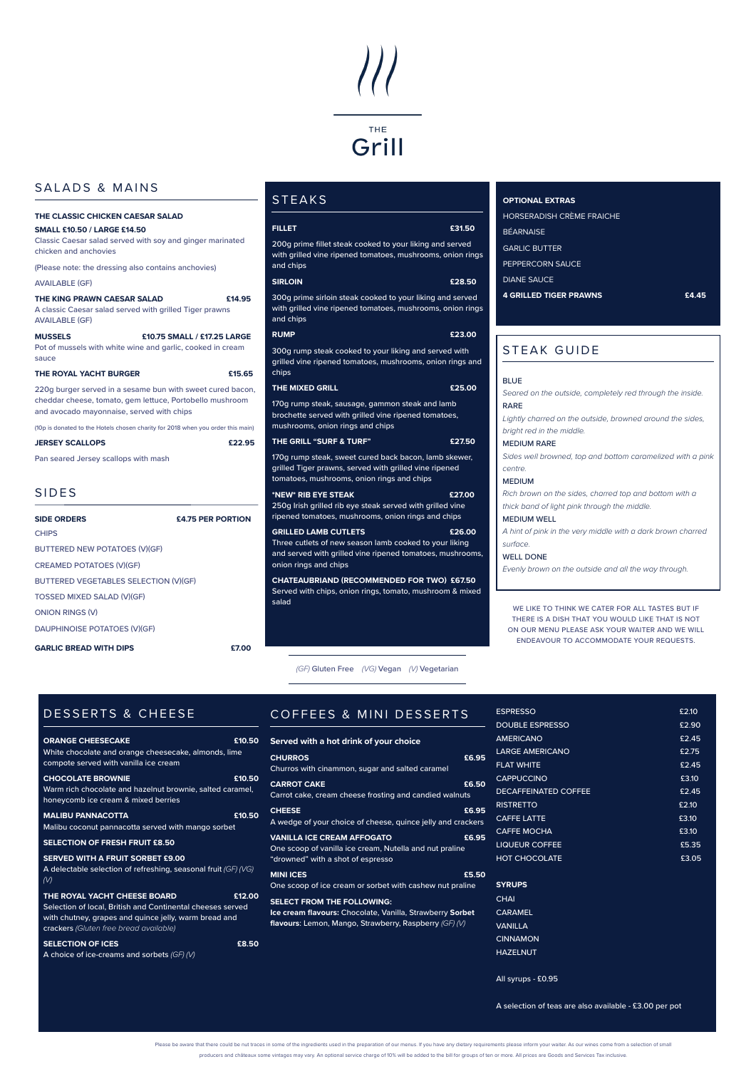# THE Grill

## SALADS & MAINS

**THE CLASSIC CHICKEN CAESAR SALAD**

**SMALL £10.50 / LARGE £14.50**

Classic Caesar salad served with soy and ginger marinated chicken and anchovies

(Please note: the dressing also contains anchovies)

AVAILABLE (GF)

**THE KING PRAWN CAESAR SALAD** **£14.95**

A classic Caesar salad served with grilled Tiger prawns

AVAILABLE (GF)

**MUSSELS** **£10.75 SMALL / £17.25 LARGE**

Pot of mussels with white wine and garlic, cooked in cream sauce

**THE ROYAL YACHT BURGER** **£15.65**

220g burger served in a sesame bun with sweet cured bacon, cheddar cheese, tomato, gem lettuce, Portobello mushroom and avocado mayonnaise, served with chips

(10p is donated to the Hotels chosen charity for 2018 when you order this main)

**JERSEY SCALLOPS** **£22.95**

Pan seared Jersey scallops with mash

## SIDES

**SIDE ORDERS** **£4.75 PER PORTION**

CHIPS

BUTTERED NEW POTATOES (V)(GF)

CREAMED POTATOES (V)(GF)

BUTTERED VEGETABLES SELECTION (V)(GF)

TOSSED MIXED SALAD (V)(GF)

ONION RINGS (V)

DAUPHINOISE POTATOES (V)(GF)

**GARLIC BREAD WITH DIPS** **£7.00**

## STEAKS

**FILLET** **£31.50**

200g prime fillet steak cooked to your liking and served with grilled vine ripened tomatoes, mushrooms, onion rings and chips

**SIRLOIN** **£28.50**

300g prime sirloin steak cooked to your liking and served with grilled vine ripened tomatoes, mushrooms, onion rings and chips

**RUMP** **£23.00**

300g rump steak cooked to your liking and served with grilled vine ripened tomatoes, mushrooms, onion rings and chips

**THE MIXED GRILL** **£25.00**

170g rump steak, sausage, gammon steak and lamb brochette served with grilled vine ripened tomatoes, mushrooms, onion rings and chips

**THE GRILL "SURF & TURF"** **£27.50**

170g rump steak, sweet cured back bacon, lamb skewer, grilled Tiger prawns, served with grilled vine ripened tomatoes, mushrooms, onion rings and chips

***NEW* RIB EYE STEAK** **£27.00**

250g Irish grilled rib eye steak served with grilled vine ripened tomatoes, mushrooms, onion rings and chips

**GRILLED LAMB CUTLETS** **£26.00**

Three cutlets of new season lamb cooked to your liking and served with grilled vine ripened tomatoes, mushrooms, onion rings and chips

**CHATEAUBRIAND (RECOMMENDED FOR TWO)** **£67.50**

Served with chips, onion rings, tomato, mushroom & mixed salad

**OPTIONAL EXTRAS**

HORSERADISH CRÈME FRAICHE

BÉARNAISE

GARLIC BUTTER

PEPPERCORN SAUCE

DIANE SAUCE

**4 GRILLED TIGER PRAWNS** **£4.45**

## STEAK GUIDE

BLUE

*Seared on the outside, completely red through the inside.*

RARE

*Lightly charred on the outside, browned around the sides, bright red in the middle.*

MEDIUM RARE

*Sides well browned, top and bottom caramelized with a pink centre.*

MEDIUM

*Rich brown on the sides, charred top and bottom with a thick band of light pink through the middle.*

MEDIUM WELL

*A hint of pink in the very middle with a dark brown charred surface.*

WELL DONE

*Evenly brown on the outside and all the way through.*

WE LIKE TO THINK WE CATER FOR ALL TASTES BUT IF THERE IS A DISH THAT YOU WOULD LIKE THAT IS NOT ON OUR MENU PLEASE ASK YOUR WAITER AND WE WILL ENDEAVOUR TO ACCOMMODATE YOUR REQUESTS.

*(GF)* Gluten Free *(VG)* Vegan *(V)* Vegetarian

## DESSERTS & CHEESE

**ORANGE CHEESECAKE** **£10.50**

White chocolate and orange cheesecake, almonds, lime compote served with vanilla ice cream

**CHOCOLATE BROWNIE** **£10.50**

Warm rich chocolate and hazelnut brownie, salted caramel, honeycomb ice cream & mixed berries

**MALIBU PANNACOTTA** **£10.50**

Malibu coconut pannacotta served with mango sorbet

**SELECTION OF FRESH FRUIT £8.50**

**SERVED WITH A FRUIT SORBET £9.00**

A delectable selection of refreshing, seasonal fruit *(GF) (VG) (V)*

**THE ROYAL YACHT CHEESE BOARD** **£12.00**

Selection of local, British and Continental cheeses served with chutney, grapes and quince jelly, warm bread and crackers *(Gluten free bread available)*

**SELECTION OF ICES** **£8.50**

A choice of ice-creams and sorbets *(GF) (V)*

## COFFEES & MINI DESSERTS

**Served with a hot drink of your choice**

**CHURROS** **£6.95**

Churros with cinnamon, sugar and salted caramel

**CARROT CAKE** **£6.50**

Carrot cake, cream cheese frosting and candied walnuts

**CHEESE** **£6.95**

A wedge of your choice of cheese, quince jelly and crackers

**VANILLA ICE CREAM AFFOGATO** **£6.95**

One scoop of vanilla ice cream, Nutella and nut praline "drowned" with a shot of espresso

**MINI ICES** **£5.50**

One scoop of ice cream or sorbet with cashew nut praline

**SELECT FROM THE FOLLOWING:**

**Ice cream flavours:** Chocolate, Vanilla, Strawberry **Sorbet flavours**: Lemon, Mango, Strawberry, Raspberry *(GF) (V)*

| | |
|---|---|
| ESPRESSO | £2.10 |
| DOUBLE ESPRESSO | £2.90 |
| AMERICANO | £2.45 |
| LARGE AMERICANO | £2.75 |
| FLAT WHITE | £2.45 |
| CAPPUCCINO | £3.10 |
| DECAFFEINATED COFFEE | £2.45 |
| RISTRETTO | £2.10 |
| CAFFE LATTE | £3.10 |
| CAFFE MOCHA | £3.10 |
| LIQUEUR COFFEE | £5.35 |
| HOT CHOCOLATE | £3.05 |

**SYRUPS**

CHAI

CARAMEL

VANILLA

CINNAMON

HAZELNUT

All syrups - £0.95

A selection of teas are also available - £3.00 per pot

Please be aware that there could be nut traces in some of the ingredients used in the preparation of our menus. If you have any dietary requirements please inform your waiter. As our wines come from a selection of small producers and châteaux some vintages may vary. An optional service charge of 10% will be added to the bill for groups of ten or more. All prices are Goods and Services Tax inclusive.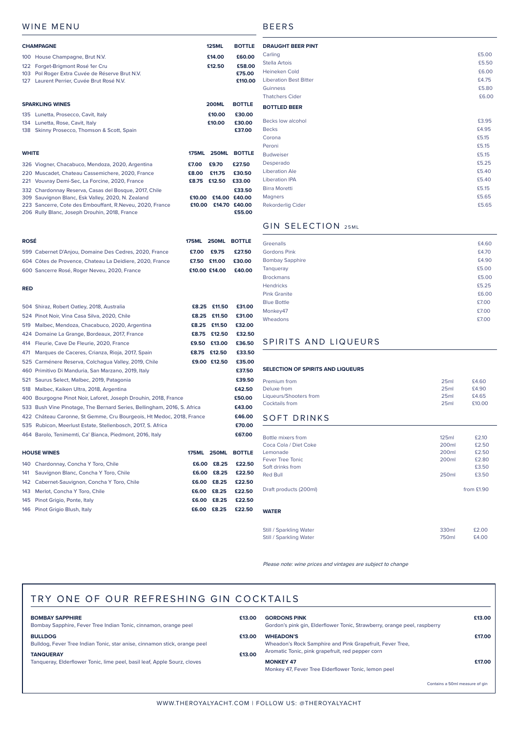# WINE MENU

| CHAMPAGNE | 125ML | BOTTLE |
|---|---|---|
| 100 House Champagne, Brut N.V. | £14.00 | £60.00 |
| 122 Forget-Brigmont Rosé 1er Cru | £12.50 | £58.00 |
| 103 Pol Roger Extra Cuvée de Réserve Brut N.V. | | £75.00 |
| 127 Laurent Perrier, Cuvée Brut Rosé N.V. | | £110.00 |

| SPARKLING WINES | 200ML | BOTTLE |
|---|---|---|
| 135 Lunetta, Prosecco, Cavit, Italy | £10.00 | £30.00 |
| 134 Lunetta, Rose, Cavit, Italy | £10.00 | £30.00 |
| 138 Skinny Prosecco, Thomson & Scott, Spain | | £37.00 |

| WHITE | 175ML | 250ML | BOTTLE |
|---|---|---|---|
| 326 Viogner, Chacabuco, Mendoza, 2020, Argentina | £7.00 | £9.70 | £27.50 |
| 220 Muscadet, Chateau Cassemichere, 2020, France | £8.00 | £11.75 | £30.50 |
| 221 Vouvray Demi-Sec, La Forcine, 2020, France | £8.75 | £12.50 | £33.00 |
| 332 Chardonnay Reserva, Casas del Bosque, 2017, Chile | | | £33.50 |
| 309 Sauvignon Blanc, Esk Valley, 2020, N. Zealand | £10.00 | £14.00 | £40.00 |
| 223 Sancerre, Cote des Embouffant, R.Neveu, 2020, France | £10.00 | £14.70 | £40.00 |
| 206 Rully Blanc, Joseph Drouhin, 2018, France | | | £55.00 |

| ROSÉ | 175ML | 250ML | BOTTLE |
|---|---|---|---|
| 599 Cabernet D'Anjou, Domaine Des Cedres, 2020, France | £7.00 | £9.75 | £27.50 |
| 604 Côtes de Provence, Chateau La Deidiere, 2020, France | £7.50 | £11.00 | £30.00 |
| 600 Sancerre Rosé, Roger Neveu, 2020, France | £10.00 | £14.00 | £40.00 |

| RED | | | |
|---|---|---|---|
| 504 Shiraz, Robert Oatley, 2018, Australia | £8.25 | £11.50 | £31.00 |
| 524 Pinot Noir, Vina Casa Silva, 2020, Chile | £8.25 | £11.50 | £31.00 |
| 519 Malbec, Mendoza, Chacabuco, 2020, Argentina | £8.25 | £11.50 | £32.00 |
| 424 Domaine La Grange, Bordeaux, 2017, France | £8.75 | £12.50 | £32.50 |
| 414 Fleurie, Cave De Fleurie, 2020, France | £9.50 | £13.00 | £36.50 |
| 471 Marques de Caceres, Crianza, Rioja, 2017, Spain | £8.75 | £12.50 | £33.50 |
| 525 Carménere Reserva, Colchagua Valley, 2019, Chile | £9.00 | £12.50 | £35.00 |
| 460 Primitivo Di Manduria, San Marzano, 2019, Italy | | | £37.50 |
| 521 Saurus Select, Malbec, 2019, Patagonia | | | £39.50 |
| 518 Malbec, Kaiken Ultra, 2018, Argentina | | | £42.50 |
| 400 Bourgogne Pinot Noir, Laforet, Joseph Drouhin, 2018, France | | | £50.00 |
| 533 Bush Vine Pinotage, The Bernard Series, Bellingham, 2016, S. Africa | | | £43.00 |
| 422 Château Caronne, St Gemme, Cru Bourgeois, Ht Medoc, 2018, France | | | £46.00 |
| 535 Rubicon, Meerlust Estate, Stellenbosch, 2017, S. Africa | | | £70.00 |
| 464 Barolo, Tenimemti, Ca' Bianca, Piedmont, 2016, Italy | | | £67.00 |

| HOUSE WINES | 175ML | 250ML | BOTTLE |
|---|---|---|---|
| 140 Chardonnay, Concha Y Toro, Chile | £6.00 | £8.25 | £22.50 |
| 141 Sauvignon Blanc, Concha Y Toro, Chile | £6.00 | £8.25 | £22.50 |
| 142 Cabernet-Sauvignon, Concha Y Toro, Chile | £6.00 | £8.25 | £22.50 |
| 143 Merlot, Concha Y Toro, Chile | £6.00 | £8.25 | £22.50 |
| 145 Pinot Grigio, Ponte, Italy | £6.00 | £8.25 | £22.50 |
| 146 Pinot Grigio Blush, Italy | £6.00 | £8.25 | £22.50 |

# BEERS

| DRAUGHT BEER PINT | |
|---|---|
| Carling | £5.00 |
| Stella Artois | £5.50 |
| Heineken Cold | £6.00 |
| Liberation Best Bitter | £4.75 |
| Guinness | £5.80 |
| Thatchers Cider | £6.00 |

| BOTTLED BEER | |
|---|---|
| Becks low alcohol | £3.95 |
| Becks | £4.95 |
| Corona | £5.15 |
| Peroni | £5.15 |
| Budweiser | £5.15 |
| Desperado | £5.25 |
| Liberation Ale | £5.40 |
| Liberation IPA | £5.40 |
| Birra Moretti | £5.15 |
| Magners | £5.65 |
| Rekorderlig Cider | £5.65 |

# GIN SELECTION 25ML

| | |
|---|---|
| Greenalls | £4.60 |
| Gordons Pink | £4.70 |
| Bombay Sapphire | £4.90 |
| Tanqueray | £5.00 |
| Brockmans | £5.00 |
| Hendricks | £5.25 |
| Pink Granite | £6.00 |
| Blue Bottle | £7.00 |
| Monkey47 | £7.00 |
| Wheadons | £7.00 |

# SPIRITS AND LIQUEURS

| SELECTION OF SPIRITS AND LIQUEURS | | |
|---|---|---|
| Premium from | 25ml | £4.60 |
| Deluxe from | 25ml | £4.90 |
| Liqueurs/Shooters from | 25ml | £4.65 |
| Cocktails from | 25ml | £10.00 |

# SOFT DRINKS

| | | |
|---|---|---|
| Bottle mixers from | 125ml | £2.10 |
| Coca Cola / Diet Coke | 200ml | £2.50 |
| Lemonade | 200ml | £2.50 |
| Fever Tree Tonic | 200ml | £2.80 |
| Soft drinks from | | £3.50 |
| Red Bull | 250ml | £3.50 |
| Draft products (200ml) | | from £1.90 |

| WATER | | |
|---|---|---|
| Still / Sparkling Water | 330ml | £2.00 |
| Still / Sparkling Water | 750ml | £4.00 |

*Please note: wine prices and vintages are subject to change*

# TRY ONE OF OUR REFRESHING GIN COCKTAILS

**BOMBAY SAPPHIRE** **£13.00**
Bombay Sapphire, Fever Tree Indian Tonic, cinnamon, orange peel

**BULLDOG** **£13.00**
Bulldog, Fever Tree Indian Tonic, star anise, cinnamon stick, orange peel

**TANQUERAY** **£13.00**
Tanqueray, Elderflower Tonic, lime peel, basil leaf, Apple Sourz, cloves

**GORDONS PINK** **£13.00**
Gordon's pink gin, Elderflower Tonic, Strawberry, orange peel, raspberry

**WHEADON'S** **£17.00**
Wheadon's Rock Samphire and Pink Grapefruit, Fever Tree, Aromatic Tonic, pink grapefruit, red pepper corn

**MONKEY 47** **£17.00**
Monkey 47, Fever Tree Elderflower Tonic, lemon peel

Contains a 50ml measure of gin

WWW.THEROYALYACHT.COM | FOLLOW US: @THEROYALYACHT